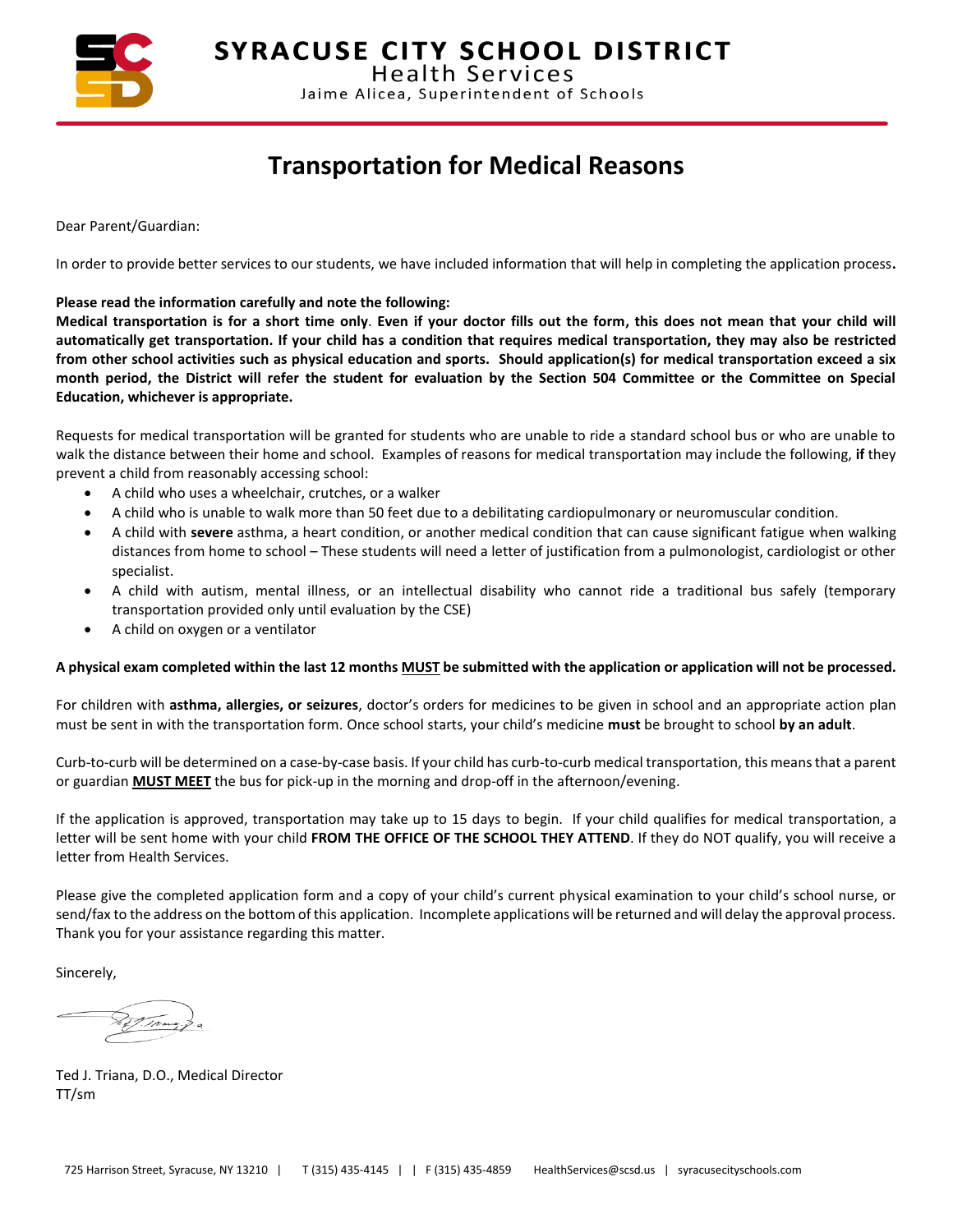# SYRACUSE CITY SCHOOL DISTRICT
Health Services
Jaime Alicea, Superintendent of Schools

## Transportation for Medical Reasons

Dear Parent/Guardian:

In order to provide better services to our students, we have included information that will help in completing the application process.

**Please read the information carefully and note the following:**
**Medical transportation is for a short time only. Even if your doctor fills out the form, this does not mean that your child will automatically get transportation. If your child has a condition that requires medical transportation, they may also be restricted from other school activities such as physical education and sports. Should application(s) for medical transportation exceed a six month period, the District will refer the student for evaluation by the Section 504 Committee or the Committee on Special Education, whichever is appropriate.**

Requests for medical transportation will be granted for students who are unable to ride a standard school bus or who are unable to walk the distance between their home and school. Examples of reasons for medical transportation may include the following, **if** they prevent a child from reasonably accessing school:

- A child who uses a wheelchair, crutches, or a walker
- A child who is unable to walk more than 50 feet due to a debilitating cardiopulmonary or neuromuscular condition.
- A child with **severe** asthma, a heart condition, or another medical condition that can cause significant fatigue when walking distances from home to school – These students will need a letter of justification from a pulmonologist, cardiologist or other specialist.
- A child with autism, mental illness, or an intellectual disability who cannot ride a traditional bus safely (temporary transportation provided only until evaluation by the CSE)
- A child on oxygen or a ventilator

**A physical exam completed within the last 12 months <u>MUST</u> be submitted with the application or application will not be processed.**

For children with **asthma, allergies, or seizures**, doctor's orders for medicines to be given in school and an appropriate action plan must be sent in with the transportation form. Once school starts, your child's medicine **must** be brought to school **by an adult**.

Curb-to-curb will be determined on a case-by-case basis. If your child has curb-to-curb medical transportation, this means that a parent or guardian **<u>MUST MEET</u>** the bus for pick-up in the morning and drop-off in the afternoon/evening.

If the application is approved, transportation may take up to 15 days to begin. If your child qualifies for medical transportation, a letter will be sent home with your child **FROM THE OFFICE OF THE SCHOOL THEY ATTEND**. If they do NOT qualify, you will receive a letter from Health Services.

Please give the completed application form and a copy of your child's current physical examination to your child's school nurse, or send/fax to the address on the bottom of this application. Incomplete applications will be returned and will delay the approval process. Thank you for your assistance regarding this matter.

Sincerely,

Ted J. Triana, D.O., Medical Director
TT/sm

725 Harrison Street, Syracuse, NY 13210 | T (315) 435-4145 | | F (315) 435-4859 HealthServices@scsd.us | syracusecityschools.com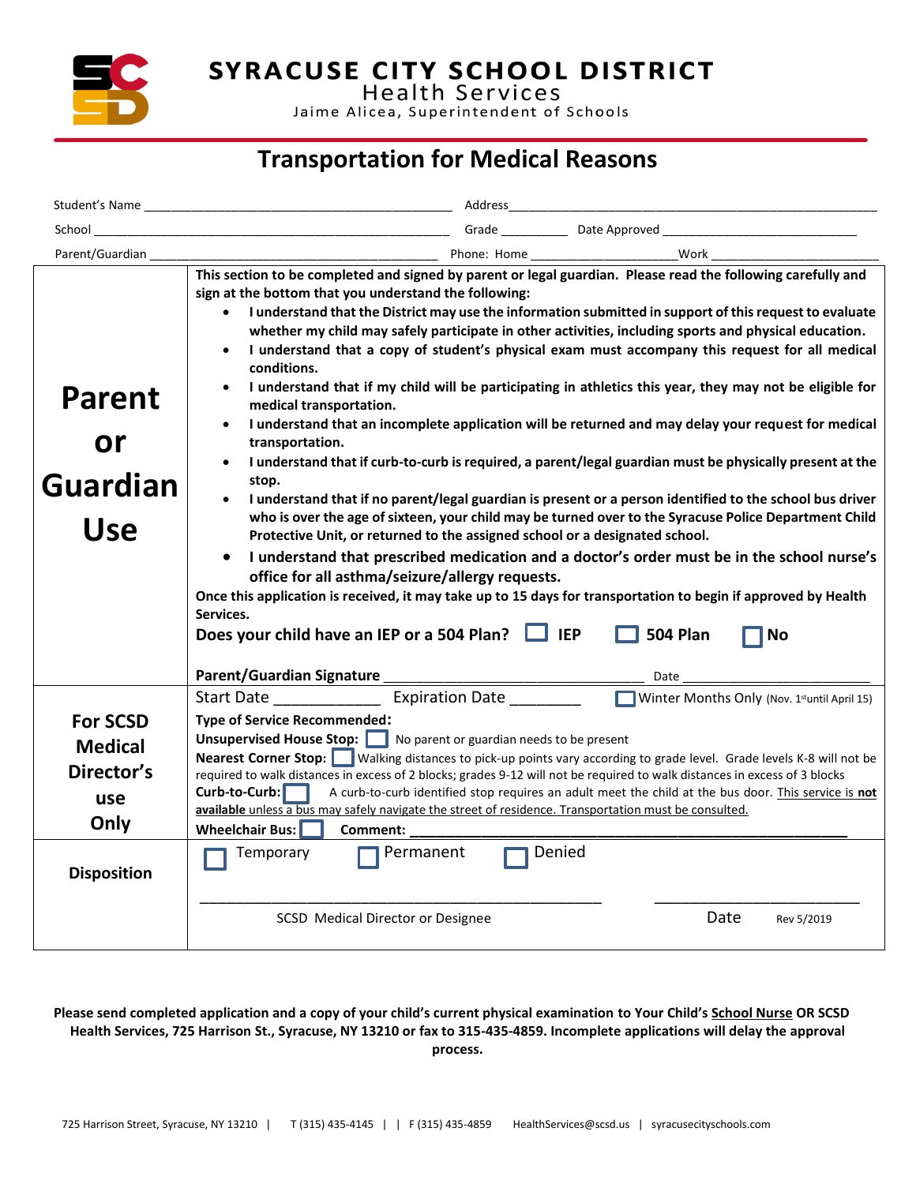# SYRACUSE CITY SCHOOL DISTRICT

Health Services

Jaime Alicea, Superintendent of Schools

## Transportation for Medical Reasons

Student's Name ____________________________________________ Address ____________________________________________________________

School ____________________________________________________ Grade _________ Date Approved ____________________________

Parent/Guardian _________________________________________ Phone: Home ____________________Work _______________________

| | |
|---|---|
| **Parent or Guardian Use** | **This section to be completed and signed by parent or legal guardian. Please read the following carefully and sign at the bottom that you understand the following:**<br>• **I understand that the District may use the information submitted in support of this request to evaluate whether my child may safely participate in other activities, including sports and physical education.**<br>• **I understand that a copy of student's physical exam must accompany this request for all medical conditions.**<br>• **I understand that if my child will be participating in athletics this year, they may not be eligible for medical transportation.**<br>• **I understand that an incomplete application will be returned and may delay your request for medical transportation.**<br>• **I understand that if curb-to-curb is required, a parent/legal guardian must be physically present at the stop.**<br>• **I understand that if no parent/legal guardian is present or a person identified to the school bus driver who is over the age of sixteen, your child may be turned over to the Syracuse Police Department Child Protective Unit, or returned to the assigned school or a designated school.**<br>• **I understand that prescribed medication and a doctor's order must be in the school nurse's office for all asthma/seizure/allergy requests.**<br>**Once this application is received, it may take up to 15 days for transportation to begin if approved by Health Services.**<br>**Does your child have an IEP or a 504 Plan?** ☐ **IEP** ☐ **504 Plan** ☐ **No**<br><br>**Parent/Guardian Signature** ________________________________ Date ________________________ |
| **For SCSD Medical Director's use Only** | Start Date ____________ Expiration Date ________ ☐ Winter Months Only (Nov. 1st until April 15)<br>**Type of Service Recommended:**<br>**Unsupervised House Stop:** ☐ No parent or guardian needs to be present<br>**Nearest Corner Stop:** ☐ Walking distances to pick-up points vary according to grade level. Grade levels K-8 will not be required to walk distances in excess of 2 blocks; grades 9-12 will not be required to walk distances in excess of 3 blocks<br>**Curb-to-Curb:** ☐ A curb-to-curb identified stop requires an adult meet the child at the bus door. This service is **not available** unless a bus may safely navigate the street of residence. Transportation must be consulted.<br>**Wheelchair Bus:** ☐ **Comment:** ________________________________________________ |
| **Disposition** | ☐ Temporary ☐ Permanent ☐ Denied<br><br>_______________________________________ _______________________<br>SCSD Medical Director or Designee Date Rev 5/2019 |

**Please send completed application and a copy of your child's current physical examination to Your Child's School Nurse OR SCSD Health Services, 725 Harrison St., Syracuse, NY 13210 or fax to 315-435-4859. Incomplete applications will delay the approval process.**

725 Harrison Street, Syracuse, NY 13210 | T (315) 435-4145 | | F (315) 435-4859 HealthServices@scsd.us | syracusecityschools.com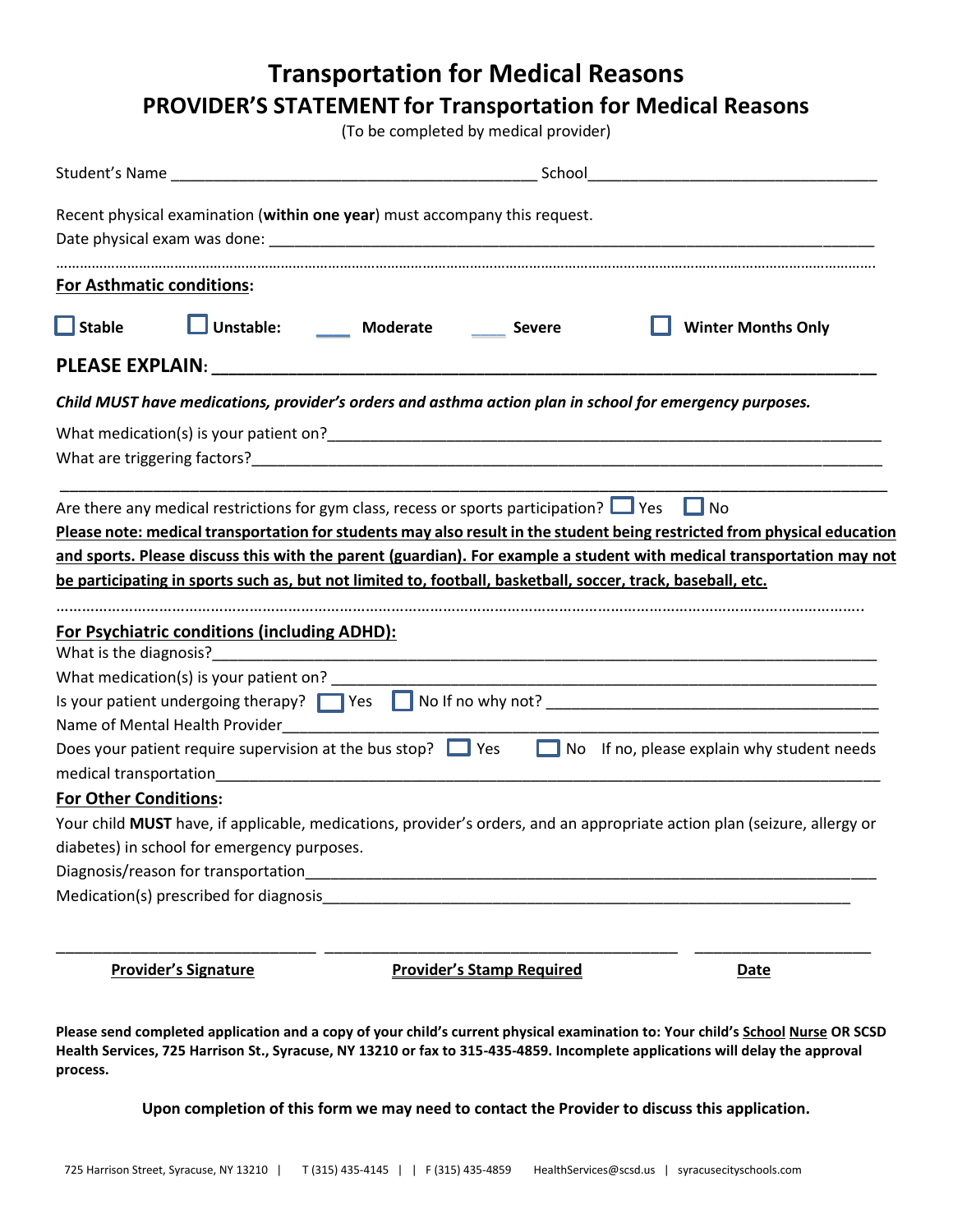# Transportation for Medical Reasons

## PROVIDER'S STATEMENT for Transportation for Medical Reasons

(To be completed by medical provider)

Student's Name _______________________________________ School_______________________________

Recent physical examination (**within one year**) must accompany this request.

Date physical exam was done: ____________________________________________________________________

---

**For Asthmatic conditions:**

☐ **Stable** ☐ **Unstable:** ____ **Moderate** ____ **Severe** ☐ **Winter Months Only**

**PLEASE EXPLAIN:** ______________________________________________________________

***Child MUST have medications, provider's orders and asthma action plan in school for emergency purposes.***

What medication(s) is your patient on?____________________________________________________________

What are triggering factors?____________________________________________________________________

________________________________________________________________________________________

Are there any medical restrictions for gym class, recess or sports participation? ☐ Yes ☐ No

**Please note: medical transportation for students may also result in the student being restricted from physical education and sports. Please discuss this with the parent (guardian). For example a student with medical transportation may not be participating in sports such as, but not limited to, football, basketball, soccer, track, baseball, etc.**

---

**For Psychiatric conditions (including ADHD):**

What is the diagnosis?_________________________________________________________________________

What medication(s) is your patient on? ___________________________________________________________

Is your patient undergoing therapy? ☐ Yes ☐ No If no why not? ___________________________________

Name of Mental Health Provider_________________________________________________________________

Does your patient require supervision at the bus stop? ☐ Yes ☐ No If no, please explain why student needs medical transportation__________________________________________________________________________

**For Other Conditions:**

Your child **MUST** have, if applicable, medications, provider's orders, and an appropriate action plan (seizure, allergy or diabetes) in school for emergency purposes.

Diagnosis/reason for transportation______________________________________________________________

Medication(s) prescribed for diagnosis____________________________________________________________

| ____________________________ | ____________________________ | ____________________ |
|---|---|---|
| **Provider's Signature** | **Provider's Stamp Required** | **Date** |

**Please send completed application and a copy of your child's current physical examination to: Your child's School Nurse OR SCSD Health Services, 725 Harrison St., Syracuse, NY 13210 or fax to 315-435-4859. Incomplete applications will delay the approval process.**

**Upon completion of this form we may need to contact the Provider to discuss this application.**

725 Harrison Street, Syracuse, NY 13210 | T (315) 435-4145 | | F (315) 435-4859 HealthServices@scsd.us | syracusecityschools.com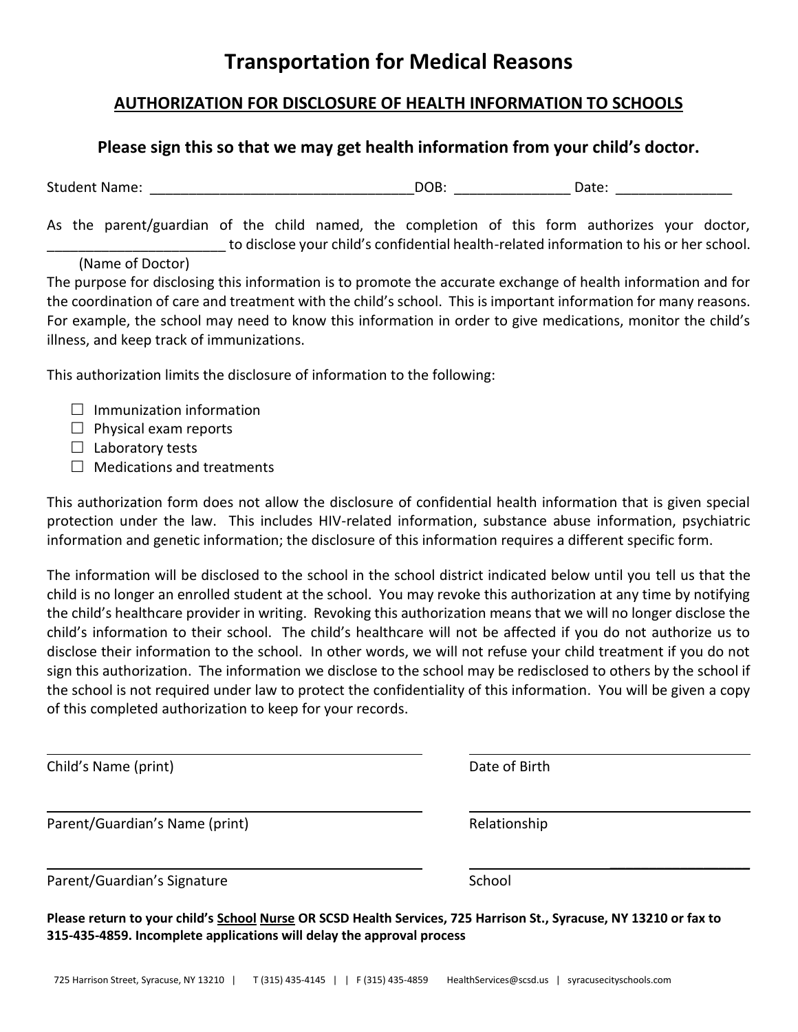# Transportation for Medical Reasons

## AUTHORIZATION FOR DISCLOSURE OF HEALTH INFORMATION TO SCHOOLS

### Please sign this so that we may get health information from your child's doctor.

Student Name: __________________________________ DOB: _______________ Date: _______________

As the parent/guardian of the child named, the completion of this form authorizes your doctor, _______________________ to disclose your child's confidential health-related information to his or her school.
(Name of Doctor)
The purpose for disclosing this information is to promote the accurate exchange of health information and for the coordination of care and treatment with the child's school. This is important information for many reasons. For example, the school may need to know this information in order to give medications, monitor the child's illness, and keep track of immunizations.

This authorization limits the disclosure of information to the following:

- ☐ Immunization information
- ☐ Physical exam reports
- ☐ Laboratory tests
- ☐ Medications and treatments

This authorization form does not allow the disclosure of confidential health information that is given special protection under the law. This includes HIV-related information, substance abuse information, psychiatric information and genetic information; the disclosure of this information requires a different specific form.

The information will be disclosed to the school in the school district indicated below until you tell us that the child is no longer an enrolled student at the school. You may revoke this authorization at any time by notifying the child's healthcare provider in writing. Revoking this authorization means that we will no longer disclose the child's information to their school. The child's healthcare will not be affected if you do not authorize us to disclose their information to the school. In other words, we will not refuse your child treatment if you do not sign this authorization. The information we disclose to the school may be redisclosed to others by the school if the school is not required under law to protect the confidentiality of this information. You will be given a copy of this completed authorization to keep for your records.

_______________________________________ _______________________________
Child's Name (print) Date of Birth

_______________________________________ _______________________________
Parent/Guardian's Name (print) Relationship

_______________________________________ _______________________________
Parent/Guardian's Signature School

**Please return to your child's School Nurse OR SCSD Health Services, 725 Harrison St., Syracuse, NY 13210 or fax to 315-435-4859. Incomplete applications will delay the approval process**

725 Harrison Street, Syracuse, NY 13210 | T (315) 435-4145 | | F (315) 435-4859 HealthServices@scsd.us | syracusecityschools.com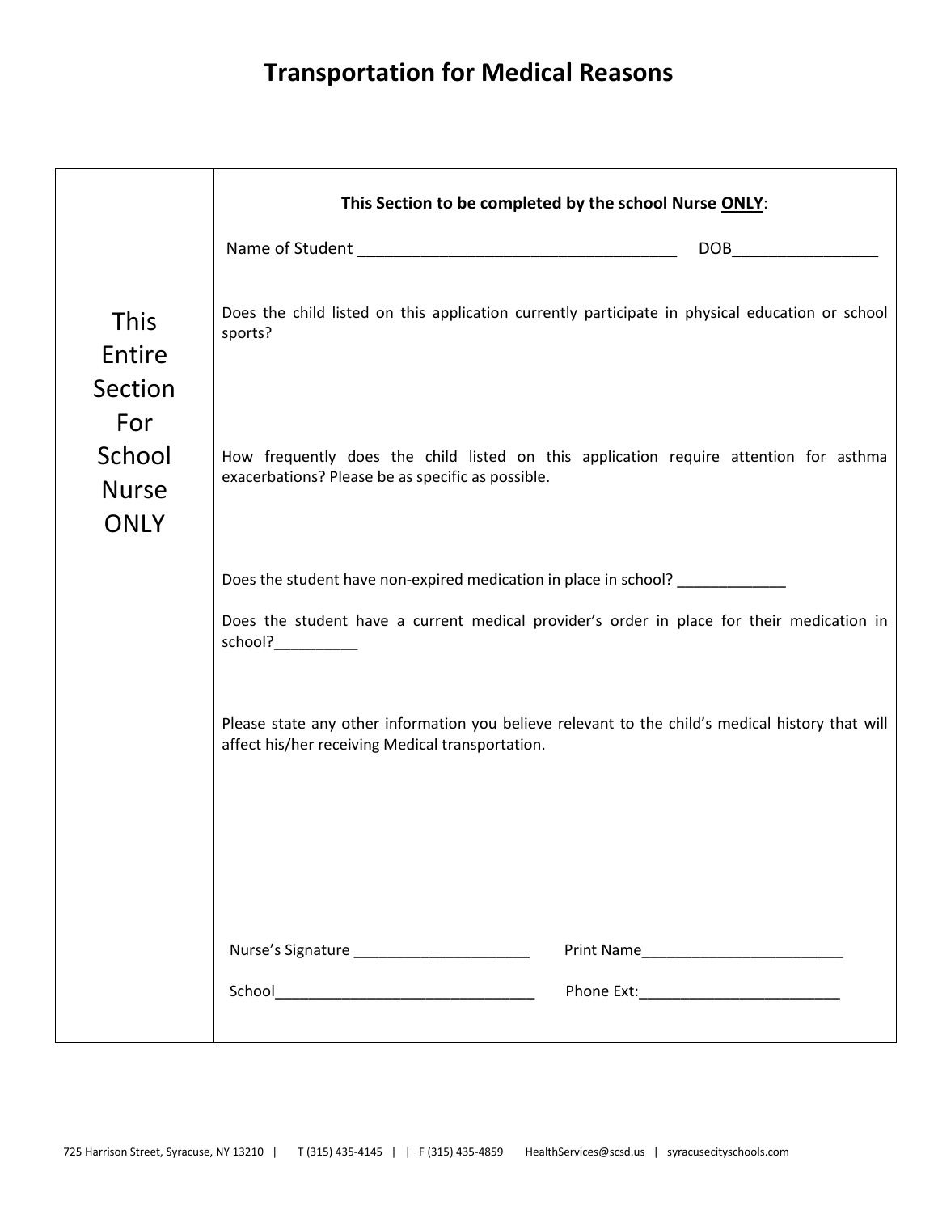# Transportation for Medical Reasons

| | |
|---|---|
| This Entire Section For School Nurse ONLY | **This Section to be completed by the school Nurse <u>ONLY</u>**:<br><br>Name of Student ____________________________________ DOB________________<br><br>Does the child listed on this application currently participate in physical education or school sports?<br><br>How frequently does the child listed on this application require attention for asthma exacerbations? Please be as specific as possible.<br><br>Does the student have non-expired medication in place in school? _____________<br><br>Does the student have a current medical provider's order in place for their medication in school?__________<br><br>Please state any other information you believe relevant to the child's medical history that will affect his/her receiving Medical transportation.<br><br>Nurse's Signature _____________________ Print Name________________________<br><br>School_______________________________ Phone Ext:________________________ |

725 Harrison Street, Syracuse, NY 13210 | T (315) 435-4145 | | F (315) 435-4859 HealthServices@scsd.us | syracusecityschools.com